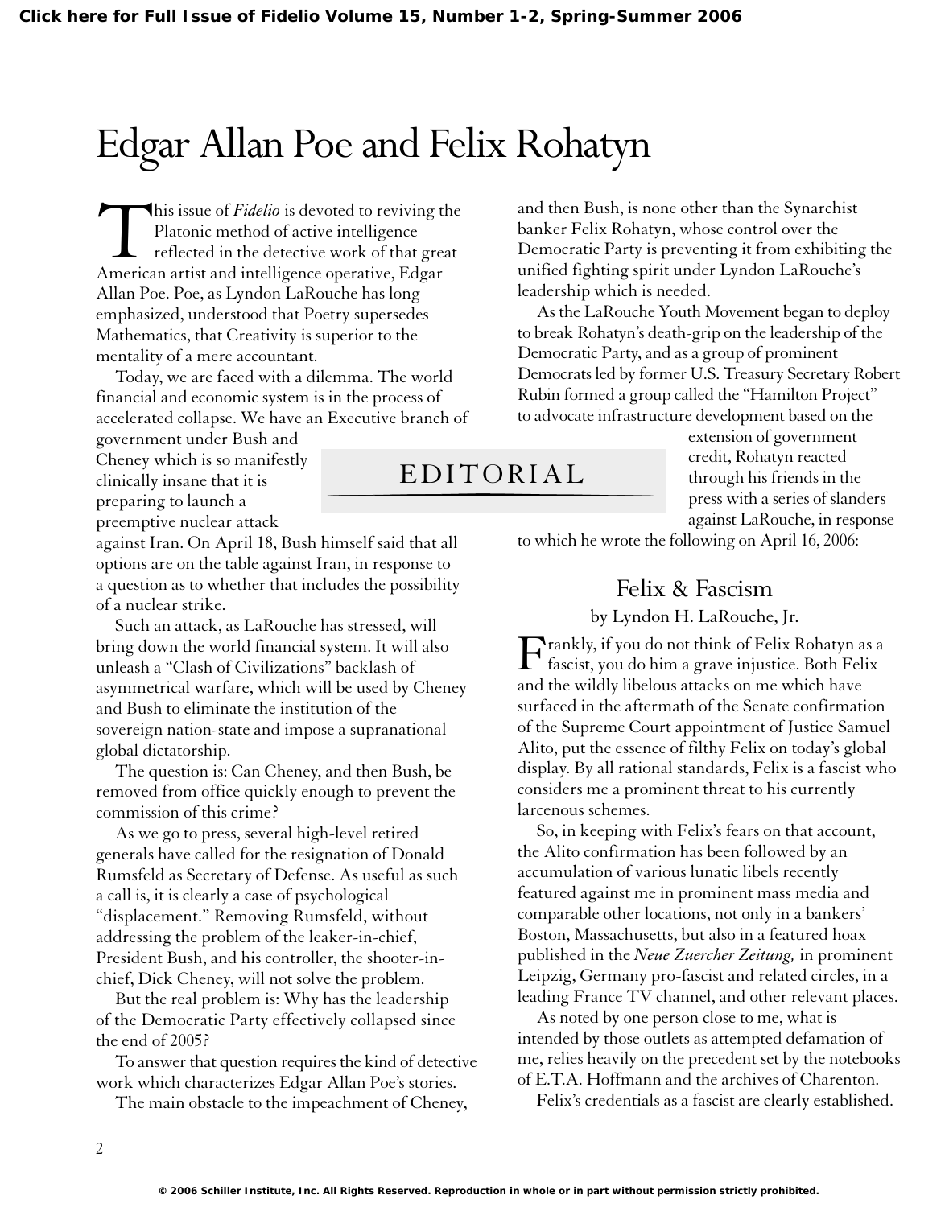# Edgar Allan Poe and Felix Rohatyn

## EDITORIAL

This issue of *Fidelio* is devoted to reviving the Platonic method of active intelligence reflected in the detective work of that great American artist and intelligence operative, Edgar Allan Poe. Poe, as Lyndon LaRouche has long emphasized, understood that Poetry supersedes Mathematics, that Creativity is superior to the mentality of a mere accountant.

Today, we are faced with a dilemma. The world financial and economic system is in the process of accelerated collapse. We have an Executive branch of government under Bush and Cheney which is so manifestly clinically insane that it is preparing to launch a preemptive nuclear attack against Iran. On April 18, Bush himself said that all options are on the table against Iran, in response to a question as to whether that includes the possibility of a nuclear strike.

Such an attack, as LaRouche has stressed, will bring down the world financial system. It will also unleash a "Clash of Civilizations" backlash of asymmetrical warfare, which will be used by Cheney and Bush to eliminate the institution of the sovereign nation-state and impose a supranational global dictatorship.

The question is: Can Cheney, and then Bush, be removed from office quickly enough to prevent the commission of this crime?

As we go to press, several high-level retired generals have called for the resignation of Donald Rumsfeld as Secretary of Defense. As useful as such a call is, it is clearly a case of psychological "displacement." Removing Rumsfeld, without addressing the problem of the leaker-in-chief, President Bush, and his controller, the shooter-in-chief, Dick Cheney, will not solve the problem.

But the real problem is: Why has the leadership of the Democratic Party effectively collapsed since the end of 2005?

To answer that question requires the kind of detective work which characterizes Edgar Allan Poe's stories.

The main obstacle to the impeachment of Cheney, and then Bush, is none other than the Synarchist banker Felix Rohatyn, whose control over the Democratic Party is preventing it from exhibiting the unified fighting spirit under Lyndon LaRouche's leadership which is needed.

As the LaRouche Youth Movement began to deploy to break Rohatyn's death-grip on the leadership of the Democratic Party, and as a group of prominent Democrats led by former U.S. Treasury Secretary Robert Rubin formed a group called the "Hamilton Project" to advocate infrastructure development based on the extension of government credit, Rohatyn reacted through his friends in the press with a series of slanders against LaRouche, in response to which he wrote the following on April 16, 2006:

### Felix & Fascism

by Lyndon H. LaRouche, Jr.

Frankly, if you do not think of Felix Rohatyn as a fascist, you do him a grave injustice. Both Felix and the wildly libelous attacks on me which have surfaced in the aftermath of the Senate confirmation of the Supreme Court appointment of Justice Samuel Alito, put the essence of filthy Felix on today's global display. By all rational standards, Felix is a fascist who considers me a prominent threat to his currently larcenous schemes.

So, in keeping with Felix's fears on that account, the Alito confirmation has been followed by an accumulation of various lunatic libels recently featured against me in prominent mass media and comparable other locations, not only in a bankers' Boston, Massachusetts, but also in a featured hoax published in the *Neue Zuercher Zeitung,* in prominent Leipzig, Germany pro-fascist and related circles, in a leading France TV channel, and other relevant places.

As noted by one person close to me, what is intended by those outlets as attempted defamation of me, relies heavily on the precedent set by the notebooks of E.T.A. Hoffmann and the archives of Charenton.

Felix's credentials as a fascist are clearly established.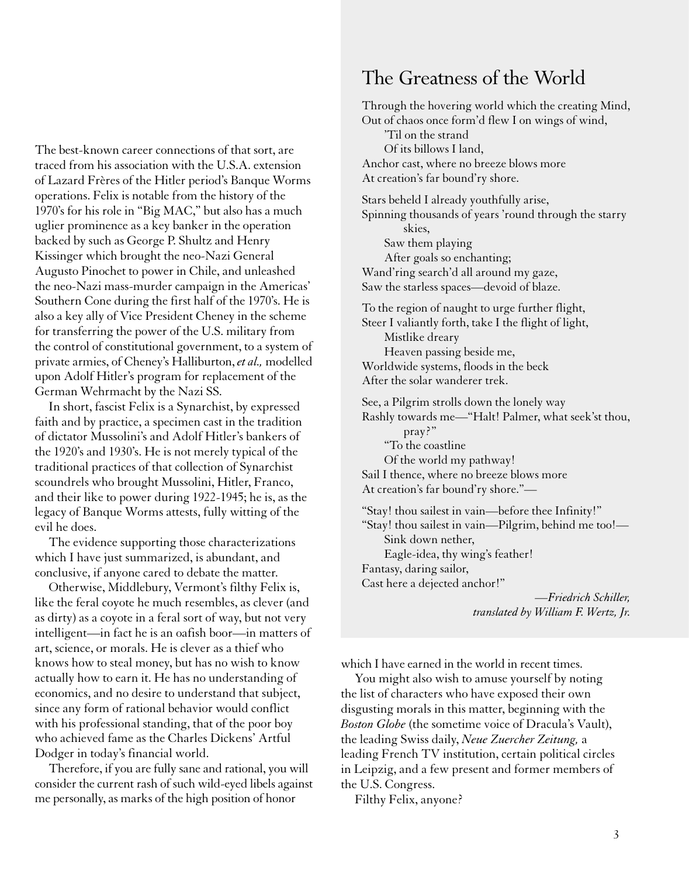The best-known career connections of that sort, are traced from his association with the U.S.A. extension of Lazard Frères of the Hitler period's Banque Worms operations. Felix is notable from the history of the 1970's for his role in "Big MAC," but also has a much uglier prominence as a key banker in the operation backed by such as George P. Shultz and Henry Kissinger which brought the neo-Nazi General Augusto Pinochet to power in Chile, and unleashed the neo-Nazi mass-murder campaign in the Americas' Southern Cone during the first half of the 1970's. He is also a key ally of Vice President Cheney in the scheme for transferring the power of the U.S. military from the control of constitutional government, to a system of private armies, of Cheney's Halliburton, *et al.,* modelled upon Adolf Hitler's program for replacement of the German Wehrmacht by the Nazi SS.

In short, fascist Felix is a Synarchist, by expressed faith and by practice, a specimen cast in the tradition of dictator Mussolini's and Adolf Hitler's bankers of the 1920's and 1930's. He is not merely typical of the traditional practices of that collection of Synarchist scoundrels who brought Mussolini, Hitler, Franco, and their like to power during 1922-1945; he is, as the legacy of Banque Worms attests, fully witting of the evil he does.

The evidence supporting those characterizations which I have just summarized, is abundant, and conclusive, if anyone cared to debate the matter.

Otherwise, Middlebury, Vermont's filthy Felix is, like the feral coyote he much resembles, as clever (and as dirty) as a coyote in a feral sort of way, but not very intelligent—in fact he is an oafish boor—in matters of art, science, or morals. He is clever as a thief who knows how to steal money, but has no wish to know actually how to earn it. He has no understanding of economics, and no desire to understand that subject, since any form of rational behavior would conflict with his professional standing, that of the poor boy who achieved fame as the Charles Dickens' Artful Dodger in today's financial world.

Therefore, if you are fully sane and rational, you will consider the current rash of such wild-eyed libels against me personally, as marks of the high position of honor which I have earned in the world in recent times.

You might also wish to amuse yourself by noting the list of characters who have exposed their own disgusting morals in this matter, beginning with the *Boston Globe* (the sometime voice of Dracula's Vault), the leading Swiss daily, *Neue Zuercher Zeitung,* a leading French TV institution, certain political circles in Leipzig, and a few present and former members of the U.S. Congress.

Filthy Felix, anyone?

## The Greatness of the World

Through the hovering world which the creating Mind,  
Out of chaos once form'd flew I on wings of wind,  
'Til on the strand  
Of its billows I land,  
Anchor cast, where no breeze blows more  
At creation's far bound'ry shore.

Stars beheld I already youthfully arise,  
Spinning thousands of years 'round through the starry skies,  
Saw them playing  
After goals so enchanting;  
Wand'ring search'd all around my gaze,  
Saw the starless spaces—devoid of blaze.

To the region of naught to urge further flight,  
Steer I valiantly forth, take I the flight of light,  
Mistlike dreary  
Heaven passing beside me,  
Worldwide systems, floods in the beck  
After the solar wanderer trek.

See, a Pilgrim strolls down the lonely way  
Rashly towards me—"Halt! Palmer, what seek'st thou, pray?"  
"To the coastline  
Of the world my pathway!  
Sail I thence, where no breeze blows more  
At creation's far bound'ry shore."—

"Stay! thou sailest in vain—before thee Infinity!"  
"Stay! thou sailest in vain—Pilgrim, behind me too!—  
Sink down nether,  
Eagle-idea, thy wing's feather!  
Fantasy, daring sailor,  
Cast here a dejected anchor!"

*—Friedrich Schiller, translated by William F. Wertz, Jr.*